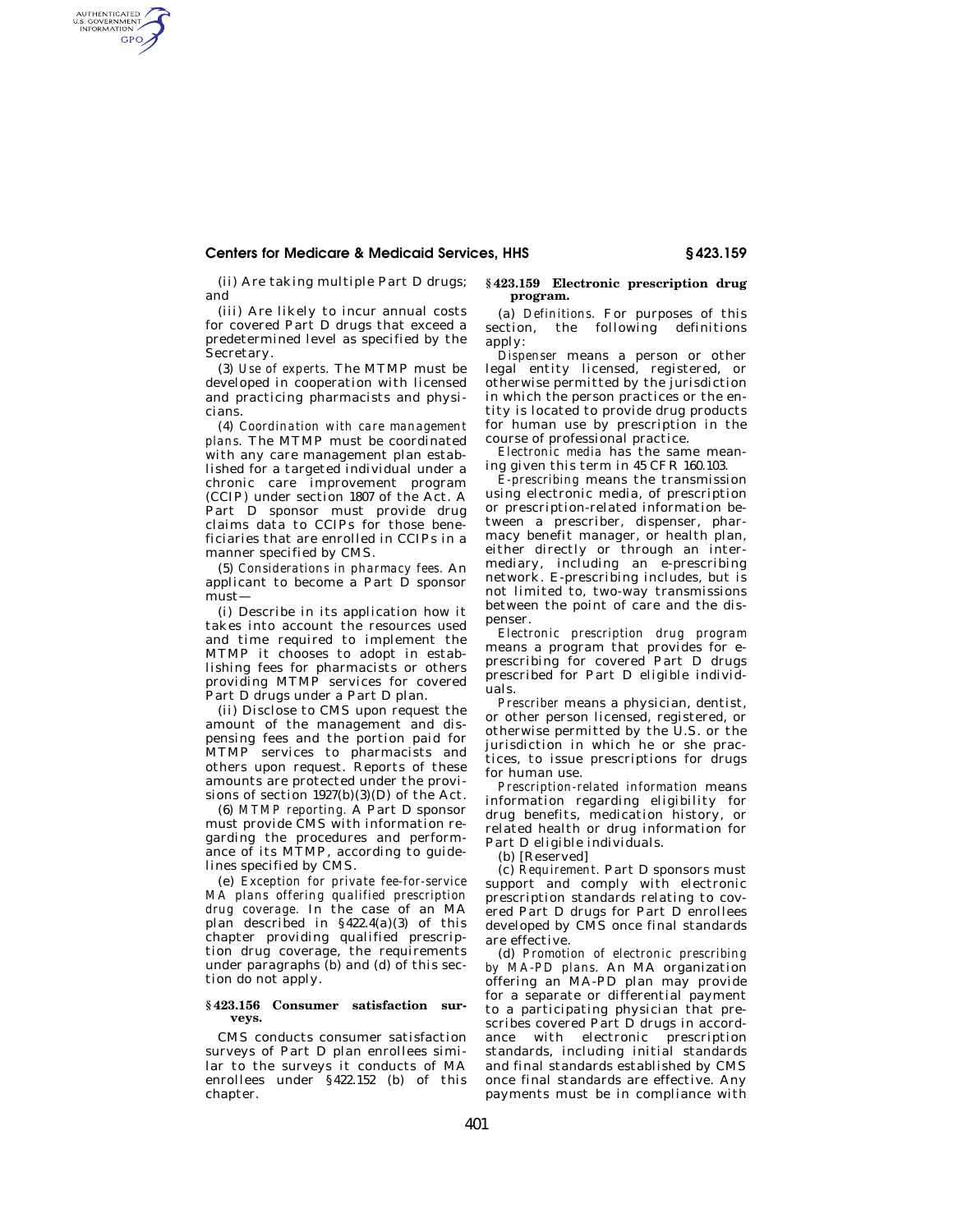(ii) Are taking multiple Part D drugs; and

(iii) Are likely to incur annual costs for covered Part D drugs that exceed a predetermined level as specified by the Secretary.

(3) *Use of experts.* The MTMP must be developed in cooperation with licensed and practicing pharmacists and physicians.

(4) *Coordination with care management plans.* The MTMP must be coordinated with any care management plan established for a targeted individual under a chronic care improvement program (CCIP) under section 1807 of the Act. A Part D sponsor must provide drug claims data to CCIPs for those beneficiaries that are enrolled in CCIPs in a manner specified by CMS.

(5) *Considerations in pharmacy fees.* An applicant to become a Part D sponsor must—

(i) Describe in its application how it takes into account the resources used and time required to implement the MTMP it chooses to adopt in establishing fees for pharmacists or others providing MTMP services for covered Part D drugs under a Part D plan.

(ii) Disclose to CMS upon request the amount of the management and dispensing fees and the portion paid for MTMP services to pharmacists and others upon request. Reports of these amounts are protected under the provisions of section 1927(b)(3)(D) of the Act.

(6) *MTMP reporting.* A Part D sponsor must provide CMS with information regarding the procedures and performance of its MTMP, according to guidelines specified by CMS.

(e) *Exception for private fee-for-service MA plans offering qualified prescription drug coverage.* In the case of an MA plan described in §422.4(a)(3) of this chapter providing qualified prescription drug coverage, the requirements under paragraphs (b) and (d) of this section do not apply.

### §423.156 Consumer satisfaction surveys.

CMS conducts consumer satisfaction surveys of Part D plan enrollees similar to the surveys it conducts of MA enrollees under §422.152 (b) of this chapter.

### §423.159 Electronic prescription drug program.

(a) *Definitions.* For purposes of this section, the following definitions apply:

*Dispenser* means a person or other legal entity licensed, registered, or otherwise permitted by the jurisdiction in which the person practices or the entity is located to provide drug products for human use by prescription in the course of professional practice.

*Electronic media* has the same meaning given this term in 45 CFR 160.103.

*E-prescribing* means the transmission using electronic media, of prescription or prescription-related information between a prescriber, dispenser, pharmacy benefit manager, or health plan, either directly or through an intermediary, including an e-prescribing network. E-prescribing includes, but is not limited to, two-way transmissions between the point of care and the dispenser.

*Electronic prescription drug program* means a program that provides for e-prescribing for covered Part D drugs prescribed for Part D eligible individuals.

*Prescriber* means a physician, dentist, or other person licensed, registered, or otherwise permitted by the U.S. or the jurisdiction in which he or she practices, to issue prescriptions for drugs for human use.

*Prescription-related information* means information regarding eligibility for drug benefits, medication history, or related health or drug information for Part D eligible individuals.

(b) [Reserved]

(c) *Requirement.* Part D sponsors must support and comply with electronic prescription standards relating to covered Part D drugs for Part D enrollees developed by CMS once final standards are effective.

(d) *Promotion of electronic prescribing by MA-PD plans.* An MA organization offering an MA-PD plan may provide for a separate or differential payment to a participating physician that prescribes covered Part D drugs in accordance with electronic prescription standards, including initial standards and final standards established by CMS once final standards are effective. Any payments must be in compliance with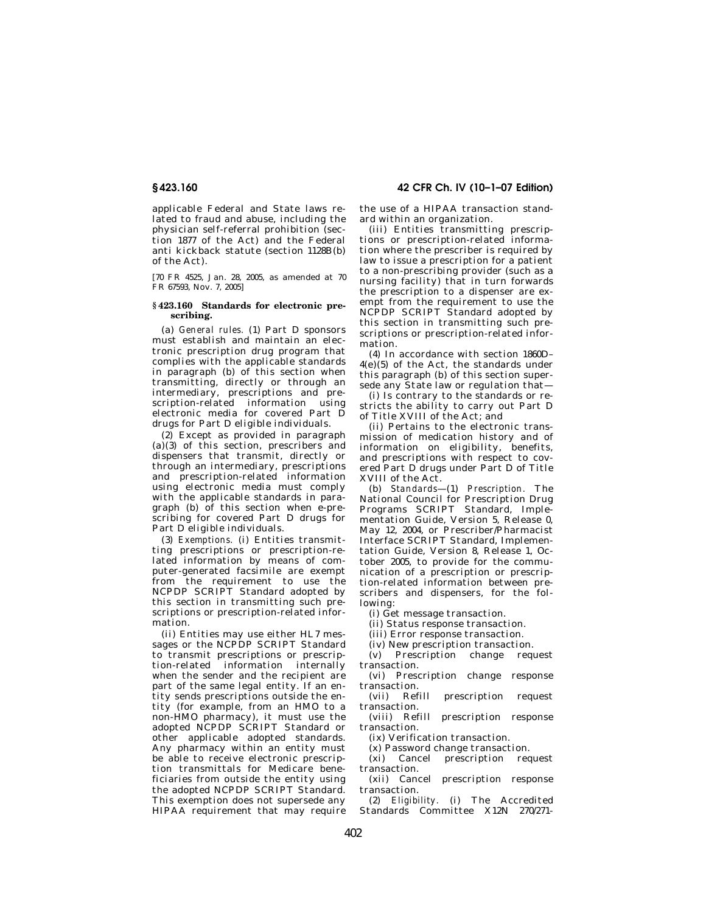applicable Federal and State laws related to fraud and abuse, including the physician self-referral prohibition (section 1877 of the Act) and the Federal anti kickback statute (section 1128B(b) of the Act).

[70 FR 4525, Jan. 28, 2005, as amended at 70 FR 67593, Nov. 7, 2005]

## § 423.160 Standards for electronic prescribing.

(a) *General rules.* (1) Part D sponsors must establish and maintain an electronic prescription drug program that complies with the applicable standards in paragraph (b) of this section when transmitting, directly or through an intermediary, prescriptions and prescription-related information using electronic media for covered Part D drugs for Part D eligible individuals.

(2) Except as provided in paragraph (a)(3) of this section, prescribers and dispensers that transmit, directly or through an intermediary, prescriptions and prescription-related information using electronic media must comply with the applicable standards in paragraph (b) of this section when e-prescribing for covered Part D drugs for Part D eligible individuals.

(3) *Exemptions.* (i) Entities transmitting prescriptions or prescription-related information by means of computer-generated facsimile are exempt from the requirement to use the NCPDP SCRIPT Standard adopted by this section in transmitting such prescriptions or prescription-related information.

(ii) Entities may use either HL7 messages or the NCPDP SCRIPT Standard to transmit prescriptions or prescription-related information internally when the sender and the recipient are part of the same legal entity. If an entity sends prescriptions outside the entity (for example, from an HMO to a non-HMO pharmacy), it must use the adopted NCPDP SCRIPT Standard or other applicable adopted standards. Any pharmacy within an entity must be able to receive electronic prescription transmittals for Medicare beneficiaries from outside the entity using the adopted NCPDP SCRIPT Standard. This exemption does not supersede any HIPAA requirement that may require the use of a HIPAA transaction standard within an organization.

(iii) Entities transmitting prescriptions or prescription-related information where the prescriber is required by law to issue a prescription for a patient to a non-prescribing provider (such as a nursing facility) that in turn forwards the prescription to a dispenser are exempt from the requirement to use the NCPDP SCRIPT Standard adopted by this section in transmitting such prescriptions or prescription-related information.

(4) In accordance with section 1860D–4(e)(5) of the Act, the standards under this paragraph (b) of this section supersede any State law or regulation that—

(i) Is contrary to the standards or restricts the ability to carry out Part D of Title XVIII of the Act; and

(ii) Pertains to the electronic transmission of medication history and of information on eligibility, benefits, and prescriptions with respect to covered Part D drugs under Part D of Title XVIII of the Act.

(b) *Standards*—(1) *Prescription.* The National Council for Prescription Drug Programs SCRIPT Standard, Implementation Guide, Version 5, Release 0, May 12, 2004, or Prescriber/Pharmacist Interface SCRIPT Standard, Implementation Guide, Version 8, Release 1, October 2005, to provide for the communication of a prescription or prescription-related information between prescribers and dispensers, for the following:

(i) Get message transaction.

(ii) Status response transaction.

(iii) Error response transaction.

(iv) New prescription transaction.

(v) Prescription change request transaction.

(vi) Prescription change response transaction.

(vii) Refill prescription request transaction.

(viii) Refill prescription response transaction.

(ix) Verification transaction.

(x) Password change transaction.

(xi) Cancel prescription request transaction.

(xii) Cancel prescription response transaction.

(2) *Eligibility.* (i) The Accredited Standards Committee X12N 270/271-